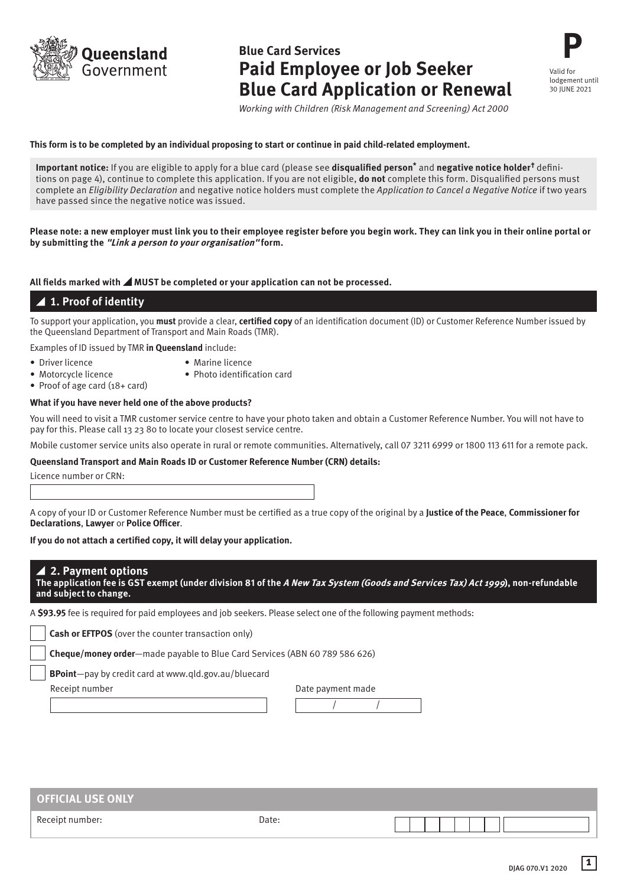Queensland Government

# Blue Card Services

## Paid Employee or Job Seeker Blue Card Application or Renewal

*Working with Children (Risk Management and Screening) Act 2000*

**P**

Valid for lodgement until 30 JUNE 2021

**This form is to be completed by an individual proposing to start or continue in paid child-related employment.**

**Important notice:** If you are eligible to apply for a blue card (please see **disqualified person*** and **negative notice holder†** definitions on page 4), continue to complete this application. If you are not eligible, **do not** complete this form. Disqualified persons must complete an *Eligibility Declaration* and negative notice holders must complete the *Application to Cancel a Negative Notice* if two years have passed since the negative notice was issued.

**Please note: a new employer must link you to their employee register before you begin work. They can link you in their online portal or by submitting the *"Link a person to your organisation"* form.**

**All fields marked with ◢ MUST be completed or your application can not be processed.**

## ◢ 1. Proof of identity

To support your application, you **must** provide a clear, **certified copy** of an identification document (ID) or Customer Reference Number issued by the Queensland Department of Transport and Main Roads (TMR).

Examples of ID issued by TMR **in Queensland** include:

- Driver licence
- Motorcycle licence
- Proof of age card (18+ card)
- Marine licence
- Photo identification card

**What if you have never held one of the above products?**

You will need to visit a TMR customer service centre to have your photo taken and obtain a Customer Reference Number. You will not have to pay for this. Please call 13 23 80 to locate your closest service centre.

Mobile customer service units also operate in rural or remote communities. Alternatively, call 07 3211 6999 or 1800 113 611 for a remote pack.

**Queensland Transport and Main Roads ID or Customer Reference Number (CRN) details:**

Licence number or CRN: ______________________

A copy of your ID or Customer Reference Number must be certified as a true copy of the original by a **Justice of the Peace**, **Commissioner for Declarations**, **Lawyer** or **Police Officer**.

**If you do not attach a certified copy, it will delay your application.**

## ◢ 2. Payment options

**The application fee is GST exempt (under division 81 of the *A New Tax System (Goods and Services Tax) Act 1999*), non-refundable and subject to change.**

A **$93.95** fee is required for paid employees and job seekers. Please select one of the following payment methods:

- ☐ **Cash or EFTPOS** (over the counter transaction only)
- ☐ **Cheque/money order**—made payable to Blue Card Services (ABN 60 789 586 626)
- ☐ **BPoint**—pay by credit card at www.qld.gov.au/bluecard

Receipt number: ______________________ Date payment made: ____ / ____ / ____

### OFFICIAL USE ONLY

Receipt number: Date:

DJAG 070.V1 2020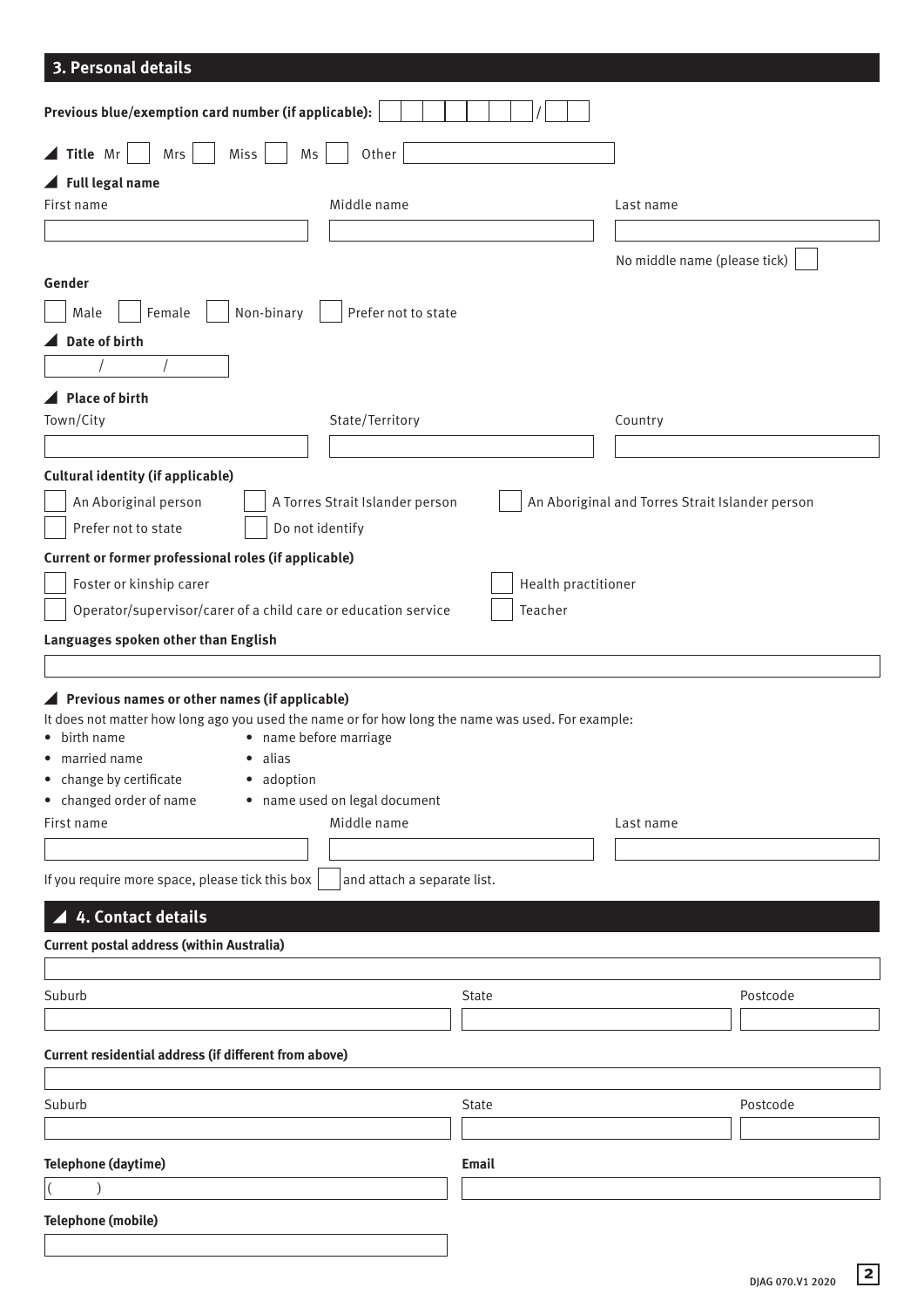## 3. Personal details

**Previous blue/exemption card number (if applicable):** ____________ / ____

◢ **Title** Mr ☐ Mrs ☐ Miss ☐ Ms ☐ Other ____________

◢ **Full legal name**

| First name | Middle name | Last name |
|---|---|---|
| | | |

No middle name (please tick) ☐

**Gender**

☐ Male ☐ Female ☐ Non-binary ☐ Prefer not to state

◢ **Date of birth**

___ / ___ / ___

◢ **Place of birth**

| Town/City | State/Territory | Country |
|---|---|---|
| | | |

**Cultural identity (if applicable)**

☐ An Aboriginal person ☐ A Torres Strait Islander person ☐ An Aboriginal and Torres Strait Islander person

☐ Prefer not to state ☐ Do not identify

**Current or former professional roles (if applicable)**

☐ Foster or kinship carer ☐ Health practitioner

☐ Operator/supervisor/carer of a child care or education service ☐ Teacher

**Languages spoken other than English**

____________

◢ **Previous names or other names (if applicable)**

It does not matter how long ago you used the name or for how long the name was used. For example:

- birth name
- married name
- change by certificate
- changed order of name
- name before marriage
- alias
- adoption
- name used on legal document

| First name | Middle name | Last name |
|---|---|---|
| | | |

If you require more space, please tick this box ☐ and attach a separate list.

## ◢ 4. Contact details

**Current postal address (within Australia)**

____________

| Suburb | State | Postcode |
|---|---|---|
| | | |

**Current residential address (if different from above)**

____________

| Suburb | State | Postcode |
|---|---|---|
| | | |

| Telephone (daytime) | Email |
|---|---|
| (    ) | |

**Telephone (mobile)**

____________

DJAG 070.V1 2020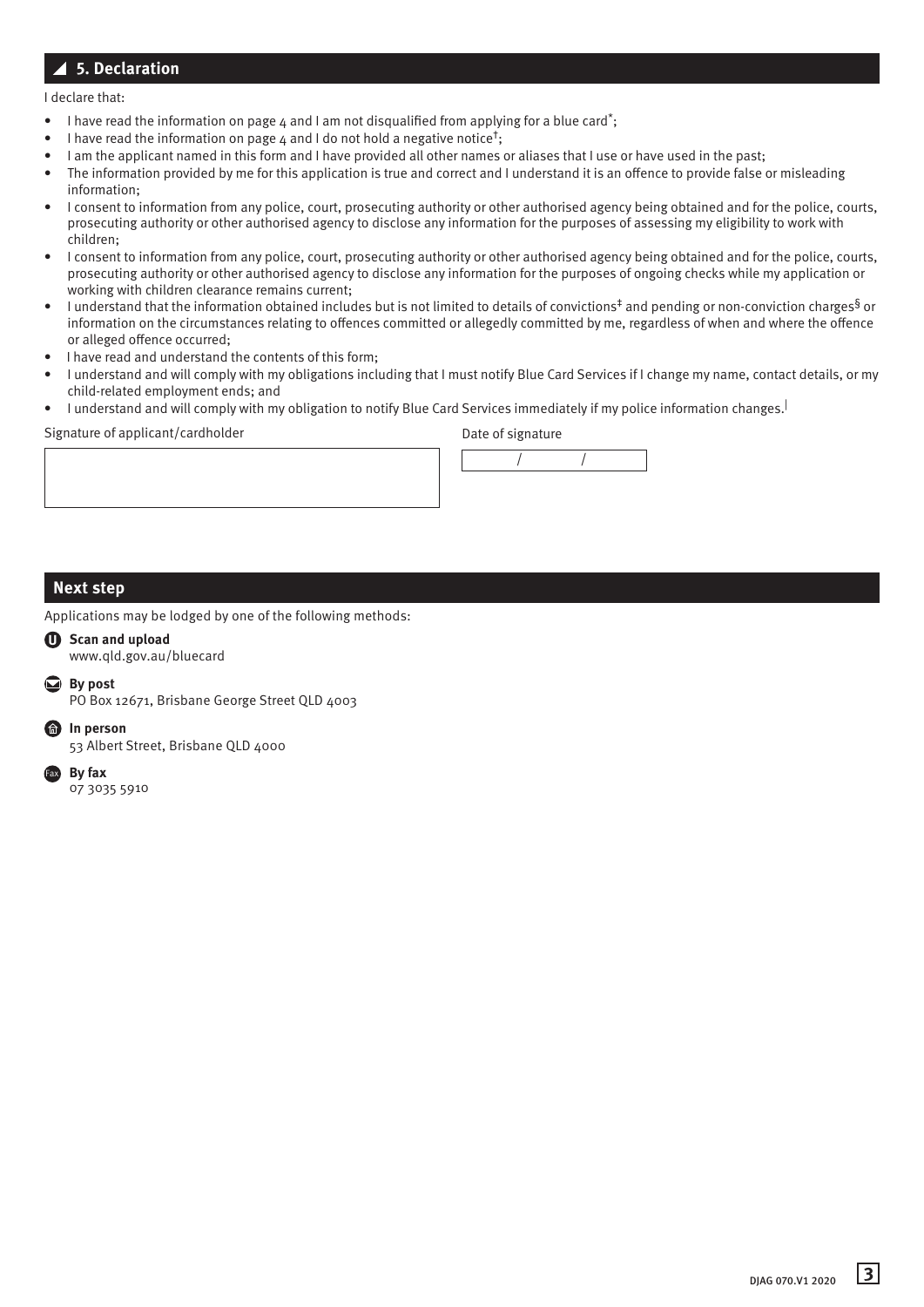## 5. Declaration

I declare that:

- I have read the information on page 4 and I am not disqualified from applying for a blue card*;
- I have read the information on page 4 and I do not hold a negative notice†;
- I am the applicant named in this form and I have provided all other names or aliases that I use or have used in the past;
- The information provided by me for this application is true and correct and I understand it is an offence to provide false or misleading information;
- I consent to information from any police, court, prosecuting authority or other authorised agency being obtained and for the police, courts, prosecuting authority or other authorised agency to disclose any information for the purposes of assessing my eligibility to work with children;
- I consent to information from any police, court, prosecuting authority or other authorised agency being obtained and for the police, courts, prosecuting authority or other authorised agency to disclose any information for the purposes of ongoing checks while my application or working with children clearance remains current;
- I understand that the information obtained includes but is not limited to details of convictions‡ and pending or non-conviction charges§ or information on the circumstances relating to offences committed or allegedly committed by me, regardless of when and where the offence or alleged offence occurred;
- I have read and understand the contents of this form;
- I understand and will comply with my obligations including that I must notify Blue Card Services if I change my name, contact details, or my child-related employment ends; and
- I understand and will comply with my obligation to notify Blue Card Services immediately if my police information changes.|

Signature of applicant/cardholder

Date of signature

/ /

## Next step

Applications may be lodged by one of the following methods:

**Scan and upload**
www.qld.gov.au/bluecard

**By post**
PO Box 12671, Brisbane George Street QLD 4003

**In person**
53 Albert Street, Brisbane QLD 4000

**By fax**
07 3035 5910

DJAG 070.V1 2020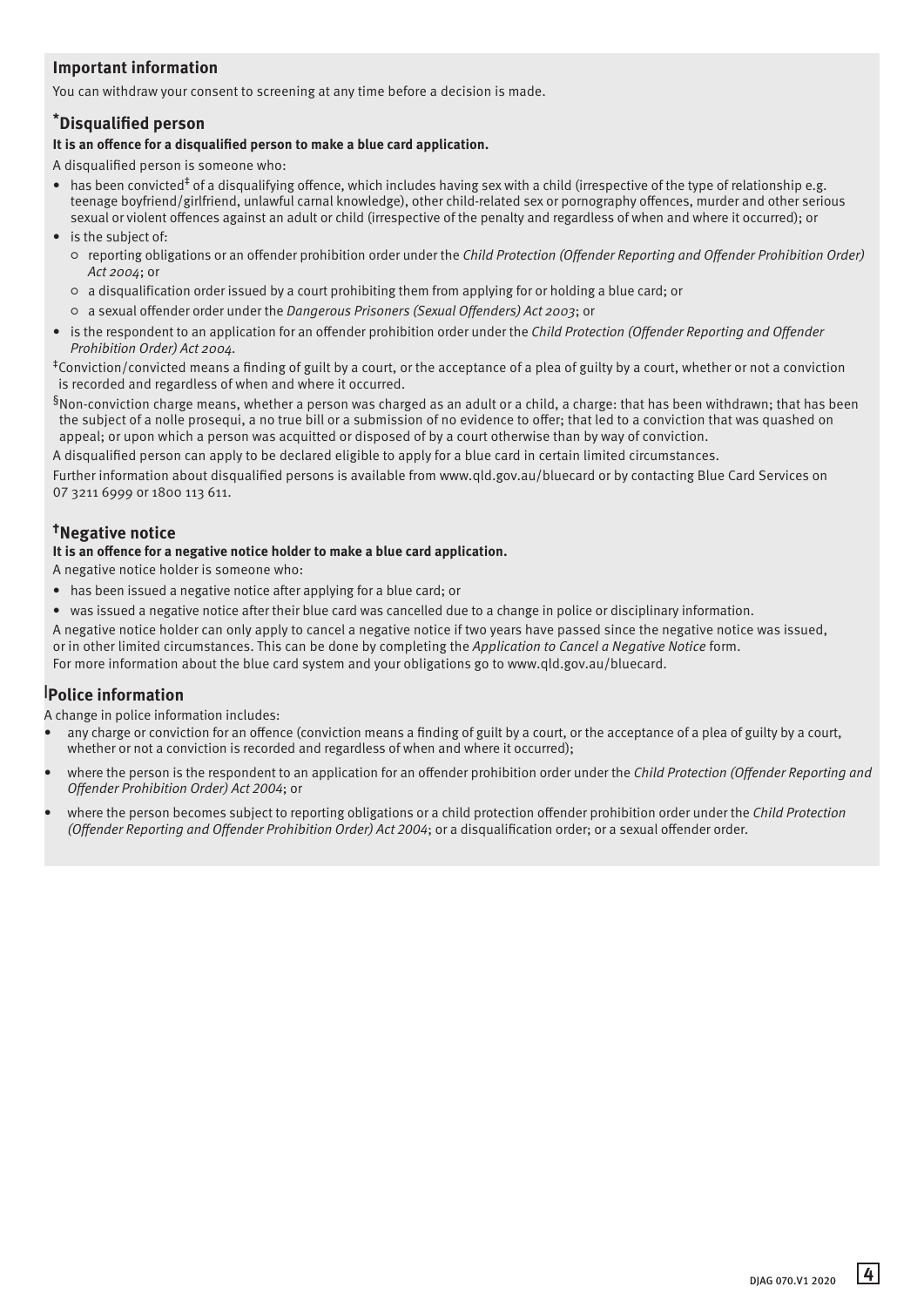## Important information

You can withdraw your consent to screening at any time before a decision is made.

### *Disqualified person

**It is an offence for a disqualified person to make a blue card application.**

A disqualified person is someone who:

- has been convicted‡ of a disqualifying offence, which includes having sex with a child (irrespective of the type of relationship e.g. teenage boyfriend/girlfriend, unlawful carnal knowledge), other child-related sex or pornography offences, murder and other serious sexual or violent offences against an adult or child (irrespective of the penalty and regardless of when and where it occurred); or
- is the subject of:
  - reporting obligations or an offender prohibition order under the *Child Protection (Offender Reporting and Offender Prohibition Order) Act 2004*; or
  - a disqualification order issued by a court prohibiting them from applying for or holding a blue card; or
  - a sexual offender order under the *Dangerous Prisoners (Sexual Offenders) Act 2003*; or
- is the respondent to an application for an offender prohibition order under the *Child Protection (Offender Reporting and Offender Prohibition Order) Act 2004*.

‡Conviction/convicted means a finding of guilt by a court, or the acceptance of a plea of guilty by a court, whether or not a conviction is recorded and regardless of when and where it occurred.

§Non-conviction charge means, whether a person was charged as an adult or a child, a charge: that has been withdrawn; that has been the subject of a nolle prosequi, a no true bill or a submission of no evidence to offer; that led to a conviction that was quashed on appeal; or upon which a person was acquitted or disposed of by a court otherwise than by way of conviction.

A disqualified person can apply to be declared eligible to apply for a blue card in certain limited circumstances.

Further information about disqualified persons is available from www.qld.gov.au/bluecard or by contacting Blue Card Services on 07 3211 6999 or 1800 113 611.

### †Negative notice

**It is an offence for a negative notice holder to make a blue card application.**

A negative notice holder is someone who:

- has been issued a negative notice after applying for a blue card; or
- was issued a negative notice after their blue card was cancelled due to a change in police or disciplinary information.

A negative notice holder can only apply to cancel a negative notice if two years have passed since the negative notice was issued, or in other limited circumstances. This can be done by completing the *Application to Cancel a Negative Notice* form.

For more information about the blue card system and your obligations go to www.qld.gov.au/bluecard.

### |Police information

A change in police information includes:

- any charge or conviction for an offence (conviction means a finding of guilt by a court, or the acceptance of a plea of guilty by a court, whether or not a conviction is recorded and regardless of when and where it occurred);
- where the person is the respondent to an application for an offender prohibition order under the *Child Protection (Offender Reporting and Offender Prohibition Order) Act 2004*; or
- where the person becomes subject to reporting obligations or a child protection offender prohibition order under the *Child Protection (Offender Reporting and Offender Prohibition Order) Act 2004*; or a disqualification order; or a sexual offender order.

DJAG 070.V1 2020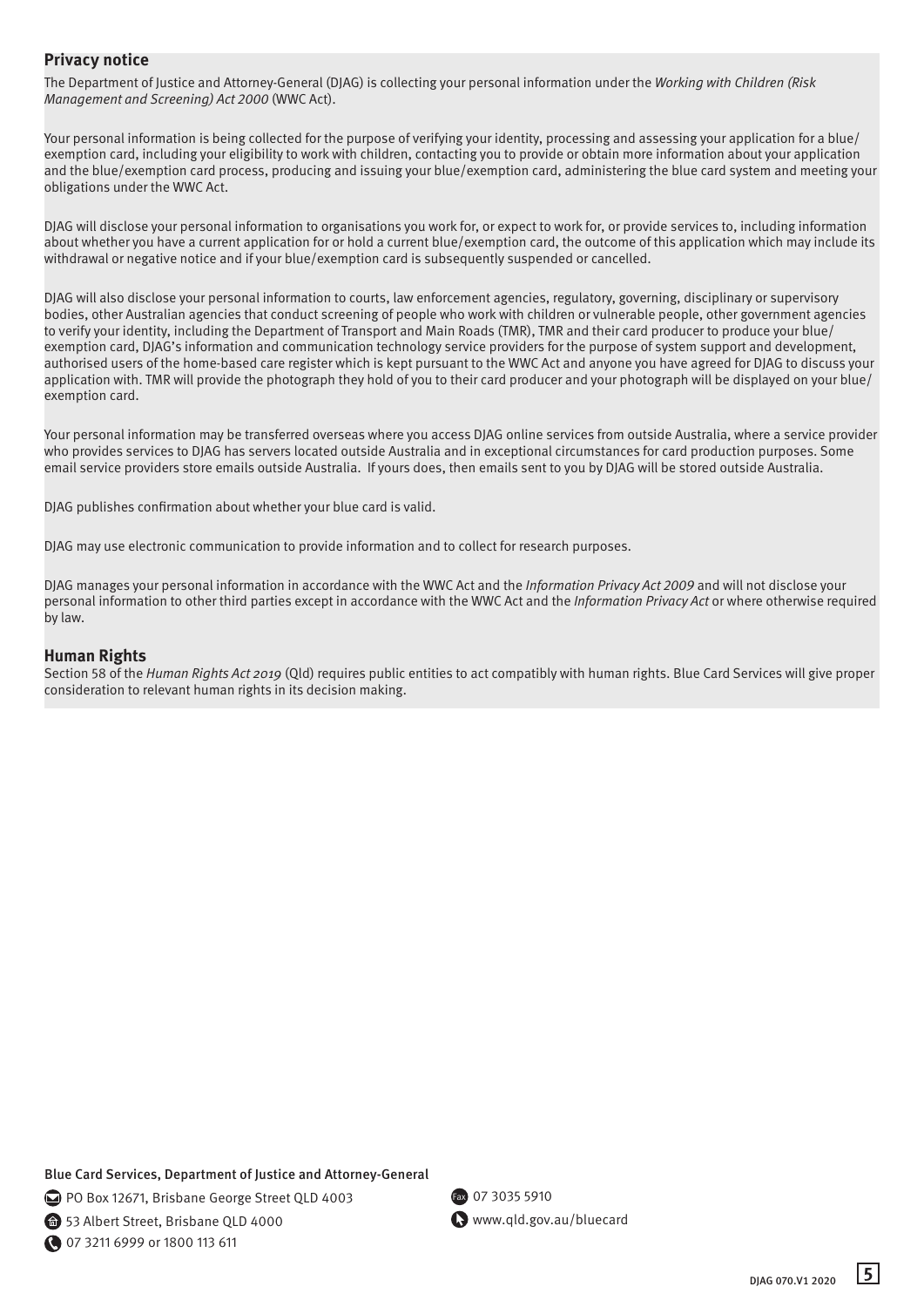## Privacy notice

The Department of Justice and Attorney-General (DJAG) is collecting your personal information under the *Working with Children (Risk Management and Screening) Act 2000* (WWC Act).

Your personal information is being collected for the purpose of verifying your identity, processing and assessing your application for a blue/exemption card, including your eligibility to work with children, contacting you to provide or obtain more information about your application and the blue/exemption card process, producing and issuing your blue/exemption card, administering the blue card system and meeting your obligations under the WWC Act.

DJAG will disclose your personal information to organisations you work for, or expect to work for, or provide services to, including information about whether you have a current application for or hold a current blue/exemption card, the outcome of this application which may include its withdrawal or negative notice and if your blue/exemption card is subsequently suspended or cancelled.

DJAG will also disclose your personal information to courts, law enforcement agencies, regulatory, governing, disciplinary or supervisory bodies, other Australian agencies that conduct screening of people who work with children or vulnerable people, other government agencies to verify your identity, including the Department of Transport and Main Roads (TMR), TMR and their card producer to produce your blue/exemption card, DJAG's information and communication technology service providers for the purpose of system support and development, authorised users of the home-based care register which is kept pursuant to the WWC Act and anyone you have agreed for DJAG to discuss your application with. TMR will provide the photograph they hold of you to their card producer and your photograph will be displayed on your blue/exemption card.

Your personal information may be transferred overseas where you access DJAG online services from outside Australia, where a service provider who provides services to DJAG has servers located outside Australia and in exceptional circumstances for card production purposes. Some email service providers store emails outside Australia. If yours does, then emails sent to you by DJAG will be stored outside Australia.

DJAG publishes confirmation about whether your blue card is valid.

DJAG may use electronic communication to provide information and to collect for research purposes.

DJAG manages your personal information in accordance with the WWC Act and the *Information Privacy Act 2009* and will not disclose your personal information to other third parties except in accordance with the WWC Act and the *Information Privacy Act* or where otherwise required by law.

## Human Rights

Section 58 of the *Human Rights Act 2019* (Qld) requires public entities to act compatibly with human rights. Blue Card Services will give proper consideration to relevant human rights in its decision making.

Blue Card Services, Department of Justice and Attorney-General

PO Box 12671, Brisbane George Street QLD 4003

53 Albert Street, Brisbane QLD 4000

07 3211 6999 or 1800 113 611

Fax 07 3035 5910

www.qld.gov.au/bluecard

DJAG 070.V1 2020